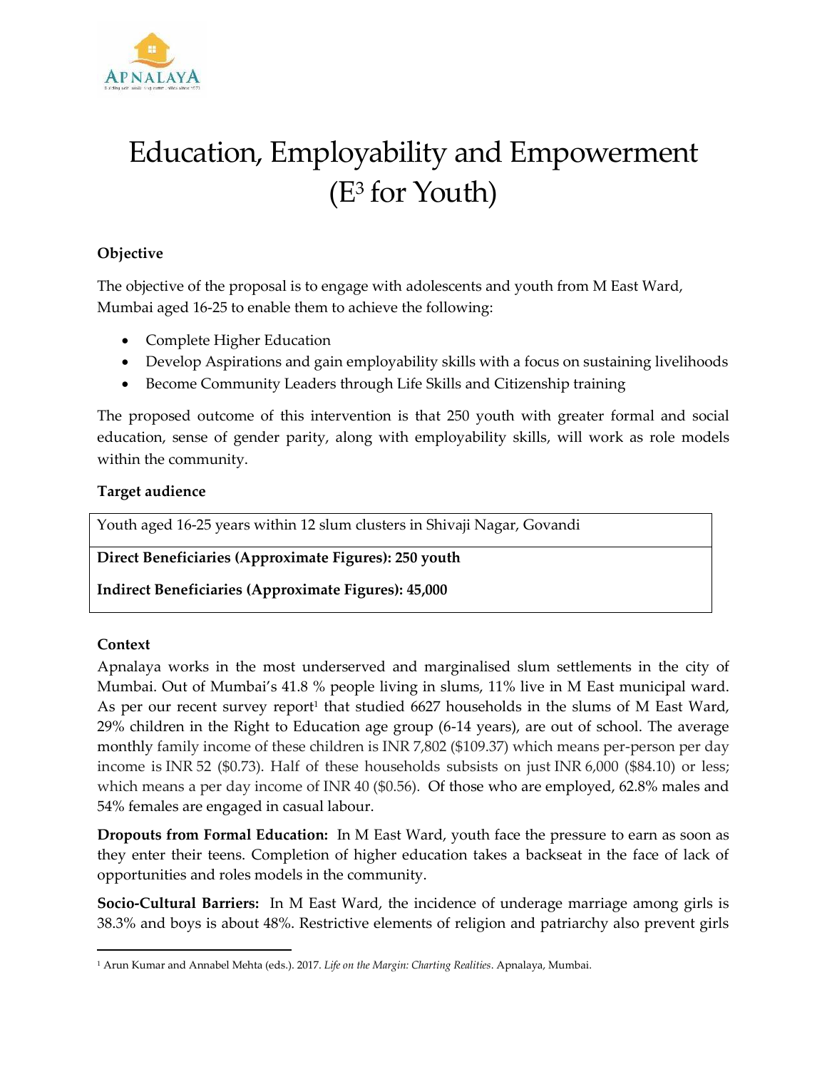# Education, Employability and Empowerment ($E^3$ for Youth)

**Objective**

The objective of the proposal is to engage with adolescents and youth from M East Ward, Mumbai aged 16-25 to enable them to achieve the following:

- Complete Higher Education
- Develop Aspirations and gain employability skills with a focus on sustaining livelihoods
- Become Community Leaders through Life Skills and Citizenship training

The proposed outcome of this intervention is that 250 youth with greater formal and social education, sense of gender parity, along with employability skills, will work as role models within the community.

**Target audience**

| Youth aged 16-25 years within 12 slum clusters in Shivaji Nagar, Govandi |
|---|
| **Direct Beneficiaries (Approximate Figures): 250 youth**<br>**Indirect Beneficiaries (Approximate Figures): 45,000** |

**Context**

Apnalaya works in the most underserved and marginalised slum settlements in the city of Mumbai. Out of Mumbai's 41.8 % people living in slums, 11% live in M East municipal ward. As per our recent survey report[1] that studied 6627 households in the slums of M East Ward, 29% children in the Right to Education age group (6-14 years), are out of school. The average monthly family income of these children is INR 7,802 ($109.37) which means per-person per day income is INR 52 ($0.73). Half of these households subsists on just INR 6,000 ($84.10) or less; which means a per day income of INR 40 ($0.56). Of those who are employed, 62.8% males and 54% females are engaged in casual labour.

**Dropouts from Formal Education:** In M East Ward, youth face the pressure to earn as soon as they enter their teens. Completion of higher education takes a backseat in the face of lack of opportunities and roles models in the community.

**Socio-Cultural Barriers:** In M East Ward, the incidence of underage marriage among girls is 38.3% and boys is about 48%. Restrictive elements of religion and patriarchy also prevent girls

[1] Arun Kumar and Annabel Mehta (eds.). 2017. *Life on the Margin: Charting Realities*. Apnalaya, Mumbai.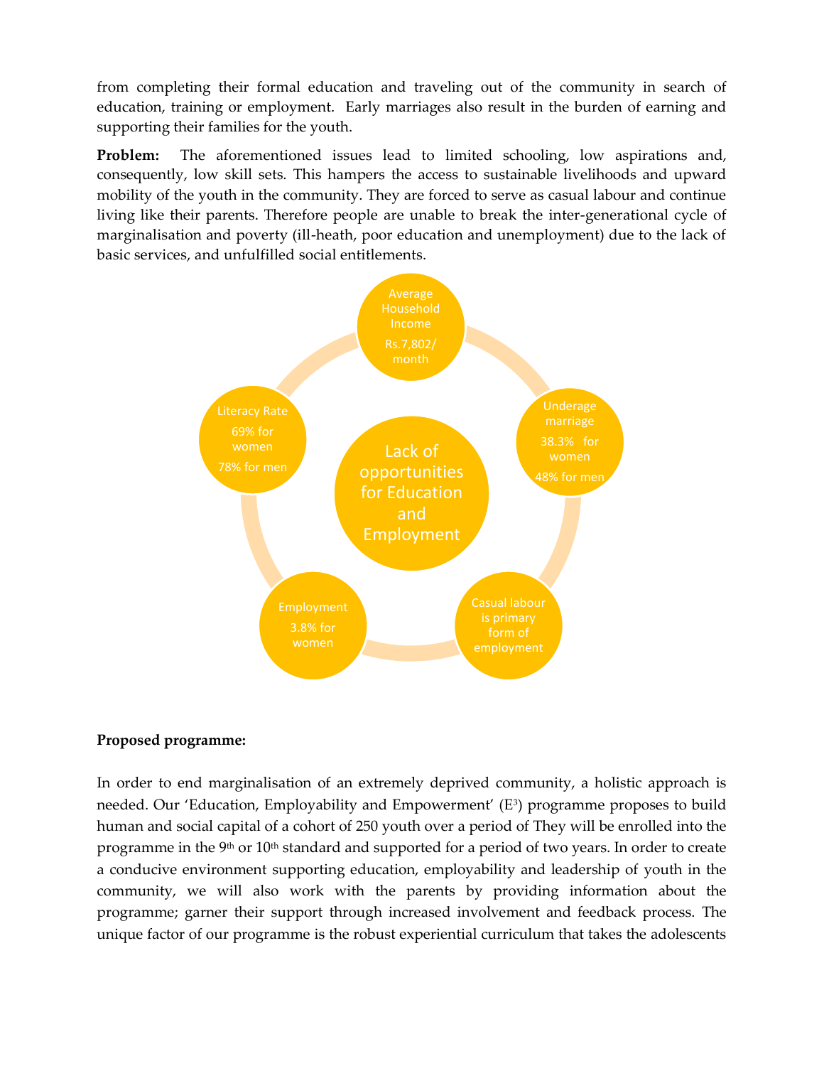from completing their formal education and traveling out of the community in search of education, training or employment. Early marriages also result in the burden of earning and supporting their families for the youth.

**Problem:** The aforementioned issues lead to limited schooling, low aspirations and, consequently, low skill sets. This hampers the access to sustainable livelihoods and upward mobility of the youth in the community. They are forced to serve as casual labour and continue living like their parents. Therefore people are unable to break the inter-generational cycle of marginalisation and poverty (ill-heath, poor education and unemployment) due to the lack of basic services, and unfulfilled social entitlements.

Lack of opportunities for Education and Employment

Average Household Income Rs.7,802/ month

Underage marriage 38.3% for women 48% for men

Casual labour is primary form of employment

Employment 3.8% for women

Literacy Rate 69% for women 78% for men

**Proposed programme:**

In order to end marginalisation of an extremely deprived community, a holistic approach is needed. Our 'Education, Employability and Empowerment' ($E^3$) programme proposes to build human and social capital of a cohort of 250 youth over a period of They will be enrolled into the programme in the 9th or 10th standard and supported for a period of two years. In order to create a conducive environment supporting education, employability and leadership of youth in the community, we will also work with the parents by providing information about the programme; garner their support through increased involvement and feedback process. The unique factor of our programme is the robust experiential curriculum that takes the adolescents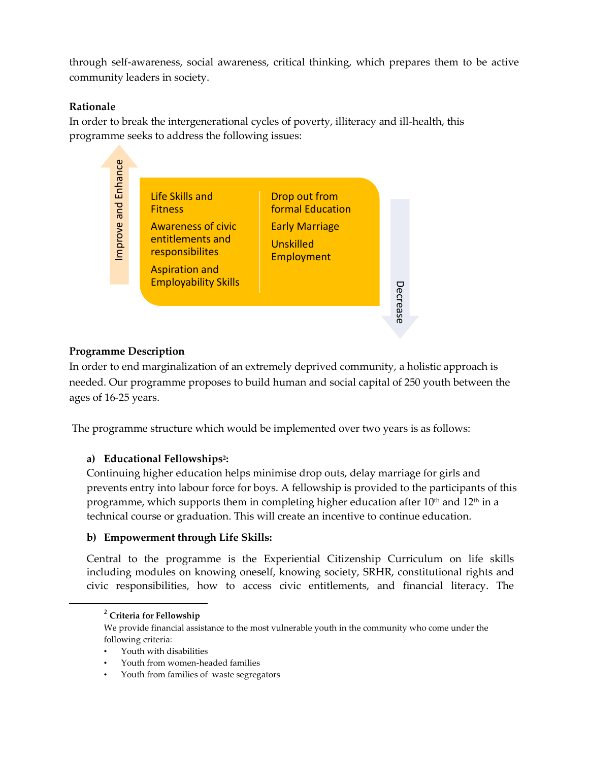through self-awareness, social awareness, critical thinking, which prepares them to be active community leaders in society.

**Rationale**

In order to break the intergenerational cycles of poverty, illiteracy and ill-health, this programme seeks to address the following issues:

| Improve and Enhance | Decrease |
|---|---|
| Life Skills and Fitness | Drop out from formal Education |
| Awareness of civic entitlements and responsibilites | Early Marriage |
| Aspiration and Employability Skills | Unskilled Employment |

**Programme Description**

In order to end marginalization of an extremely deprived community, a holistic approach is needed. Our programme proposes to build human and social capital of 250 youth between the ages of 16-25 years.

The programme structure which would be implemented over two years is as follows:

**a) Educational Fellowships[2]:**

Continuing higher education helps minimise drop outs, delay marriage for girls and prevents entry into labour force for boys. A fellowship is provided to the participants of this programme, which supports them in completing higher education after 10th and 12th in a technical course or graduation. This will create an incentive to continue education.

**b) Empowerment through Life Skills:**

Central to the programme is the Experiential Citizenship Curriculum on life skills including modules on knowing oneself, knowing society, SRHR, constitutional rights and civic responsibilities, how to access civic entitlements, and financial literacy. The

---

[2] **Criteria for Fellowship**

We provide financial assistance to the most vulnerable youth in the community who come under the following criteria:

- Youth with disabilities
- Youth from women-headed families
- Youth from families of waste segregators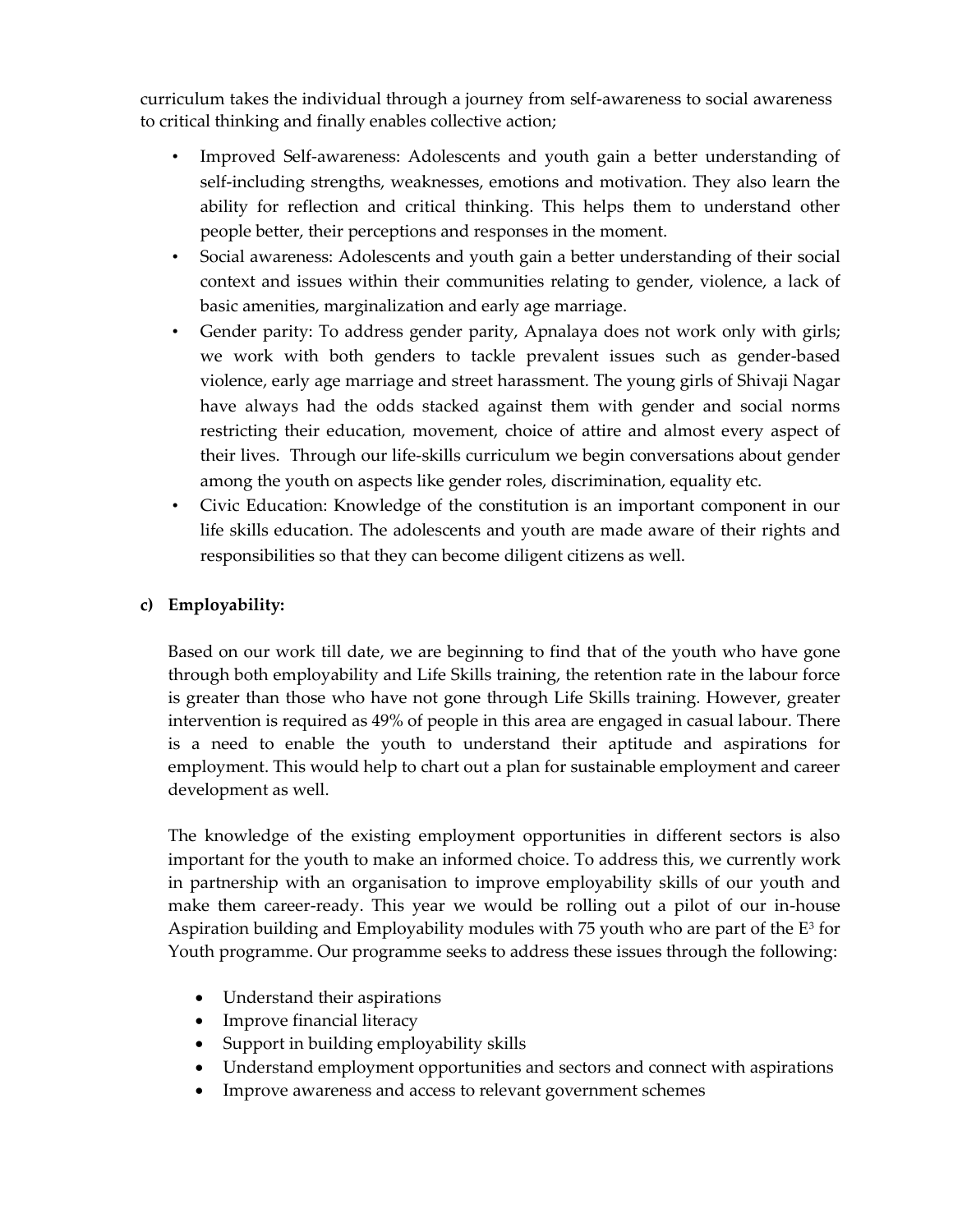curriculum takes the individual through a journey from self-awareness to social awareness to critical thinking and finally enables collective action;

- Improved Self-awareness: Adolescents and youth gain a better understanding of self-including strengths, weaknesses, emotions and motivation. They also learn the ability for reflection and critical thinking. This helps them to understand other people better, their perceptions and responses in the moment.
- Social awareness: Adolescents and youth gain a better understanding of their social context and issues within their communities relating to gender, violence, a lack of basic amenities, marginalization and early age marriage.
- Gender parity: To address gender parity, Apnalaya does not work only with girls; we work with both genders to tackle prevalent issues such as gender-based violence, early age marriage and street harassment. The young girls of Shivaji Nagar have always had the odds stacked against them with gender and social norms restricting their education, movement, choice of attire and almost every aspect of their lives. Through our life-skills curriculum we begin conversations about gender among the youth on aspects like gender roles, discrimination, equality etc.
- Civic Education: Knowledge of the constitution is an important component in our life skills education. The adolescents and youth are made aware of their rights and responsibilities so that they can become diligent citizens as well.

**c) Employability:**

Based on our work till date, we are beginning to find that of the youth who have gone through both employability and Life Skills training, the retention rate in the labour force is greater than those who have not gone through Life Skills training. However, greater intervention is required as 49% of people in this area are engaged in casual labour. There is a need to enable the youth to understand their aptitude and aspirations for employment. This would help to chart out a plan for sustainable employment and career development as well.

The knowledge of the existing employment opportunities in different sectors is also important for the youth to make an informed choice. To address this, we currently work in partnership with an organisation to improve employability skills of our youth and make them career-ready. This year we would be rolling out a pilot of our in-house Aspiration building and Employability modules with 75 youth who are part of the $E^3$ for Youth programme. Our programme seeks to address these issues through the following:

- Understand their aspirations
- Improve financial literacy
- Support in building employability skills
- Understand employment opportunities and sectors and connect with aspirations
- Improve awareness and access to relevant government schemes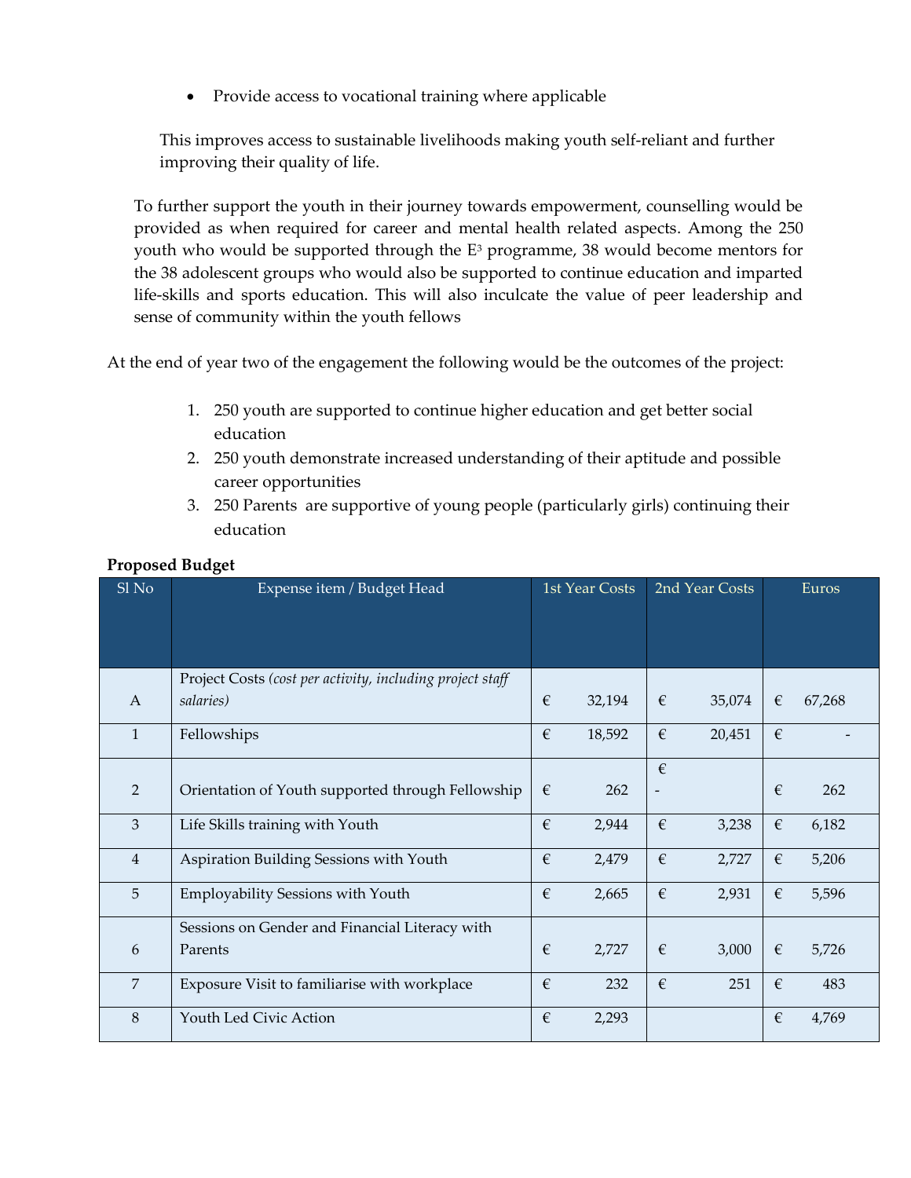- Provide access to vocational training where applicable

This improves access to sustainable livelihoods making youth self-reliant and further improving their quality of life.

To further support the youth in their journey towards empowerment, counselling would be provided as when required for career and mental health related aspects. Among the 250 youth who would be supported through the E³ programme, 38 would become mentors for the 38 adolescent groups who would also be supported to continue education and imparted life-skills and sports education. This will also inculcate the value of peer leadership and sense of community within the youth fellows

At the end of year two of the engagement the following would be the outcomes of the project:

1. 250 youth are supported to continue higher education and get better social education
2. 250 youth demonstrate increased understanding of their aptitude and possible career opportunities
3. 250 Parents are supportive of young people (particularly girls) continuing their education

**Proposed Budget**

| Sl No | Expense item / Budget Head | 1st Year Costs | 2nd Year Costs | Euros |
|---|---|---|---|---|
| A | Project Costs *(cost per activity, including project staff salaries)* | € 32,194 | € 35,074 | € 67,268 |
| 1 | Fellowships | € 18,592 | € 20,451 | € - |
| 2 | Orientation of Youth supported through Fellowship | € 262 | € - | € 262 |
| 3 | Life Skills training with Youth | € 2,944 | € 3,238 | € 6,182 |
| 4 | Aspiration Building Sessions with Youth | € 2,479 | € 2,727 | € 5,206 |
| 5 | Employability Sessions with Youth | € 2,665 | € 2,931 | € 5,596 |
| 6 | Sessions on Gender and Financial Literacy with Parents | € 2,727 | € 3,000 | € 5,726 |
| 7 | Exposure Visit to familiarise with workplace | € 232 | € 251 | € 483 |
| 8 | Youth Led Civic Action | € 2,293 | | € 4,769 |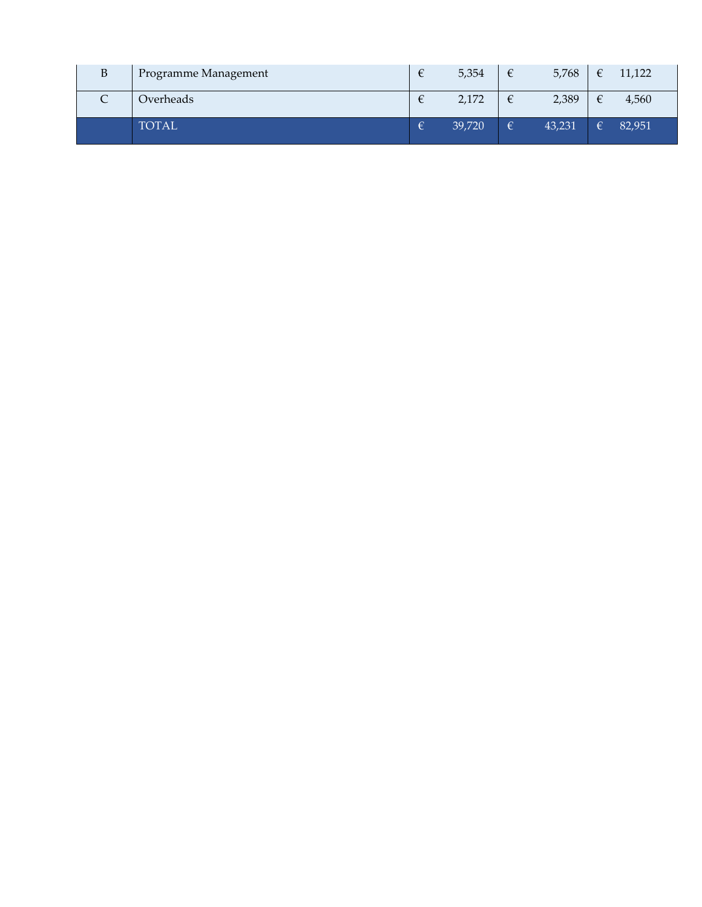| | | | | |
|---|---|---|---|---|
| B | Programme Management | € 5,354 | € 5,768 | € 11,122 |
| C | Overheads | € 2,172 | € 2,389 | € 4,560 |
| | TOTAL | € 39,720 | € 43,231 | € 82,951 |